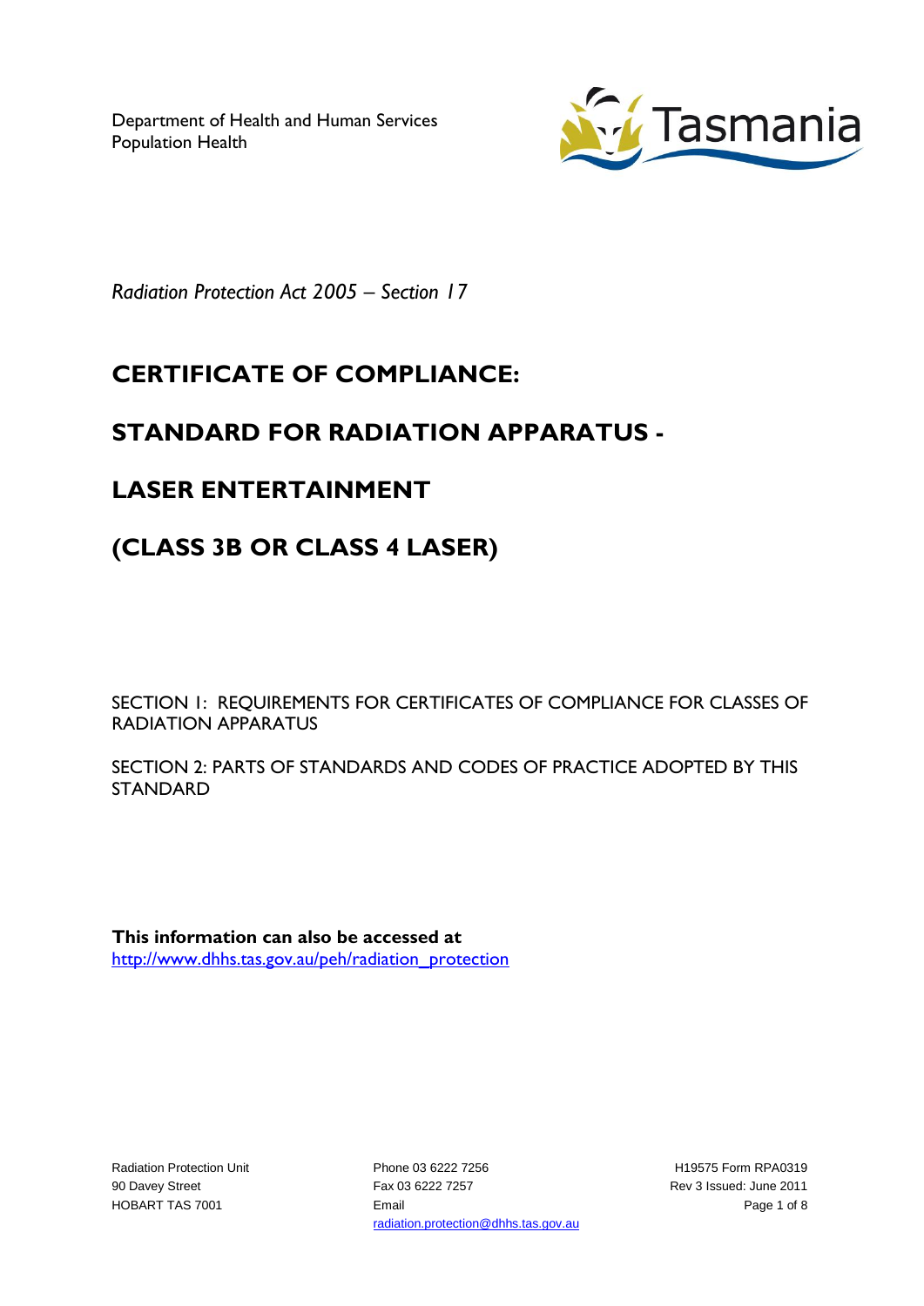Department of Health and Human Services
Population Health

*Radiation Protection Act 2005 – Section 17*

# CERTIFICATE OF COMPLIANCE:

# STANDARD FOR RADIATION APPARATUS -

# LASER ENTERTAINMENT

# (CLASS 3B OR CLASS 4 LASER)

SECTION 1: REQUIREMENTS FOR CERTIFICATES OF COMPLIANCE FOR CLASSES OF RADIATION APPARATUS

SECTION 2: PARTS OF STANDARDS AND CODES OF PRACTICE ADOPTED BY THIS STANDARD

**This information can also be accessed at**
http://www.dhhs.tas.gov.au/peh/radiation_protection

Radiation Protection Unit
90 Davey Street
HOBART TAS 7001

Phone 03 6222 7256
Fax 03 6222 7257
Email
radiation.protection@dhhs.tas.gov.au

H19575 Form RPA0319
Rev 3 Issued: June 2011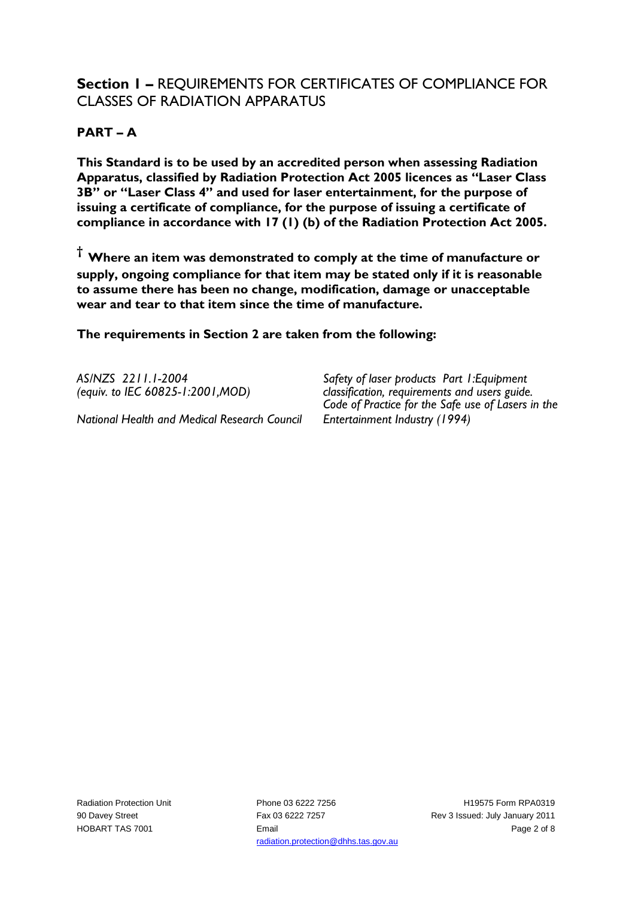## **Section 1 –** REQUIREMENTS FOR CERTIFICATES OF COMPLIANCE FOR CLASSES OF RADIATION APPARATUS

### **PART – A**

**This Standard is to be used by an accredited person when assessing Radiation Apparatus, classified by Radiation Protection Act 2005 licences as "Laser Class 3B" or "Laser Class 4" and used for laser entertainment, for the purpose of issuing a certificate of compliance, for the purpose of issuing a certificate of compliance in accordance with 17 (1) (b) of the Radiation Protection Act 2005.**

**† Where an item was demonstrated to comply at the time of manufacture or supply, ongoing compliance for that item may be stated only if it is reasonable to assume there has been no change, modification, damage or unacceptable wear and tear to that item since the time of manufacture.**

**The requirements in Section 2 are taken from the following:**

| | |
|---|---|
| *AS/NZS 2211.1-2004 (equiv. to IEC 60825-1:2001,MOD)* | *Safety of laser products Part 1:Equipment classification, requirements and users guide.* |
| *National Health and Medical Research Council* | *Code of Practice for the Safe use of Lasers in the Entertainment Industry (1994)* |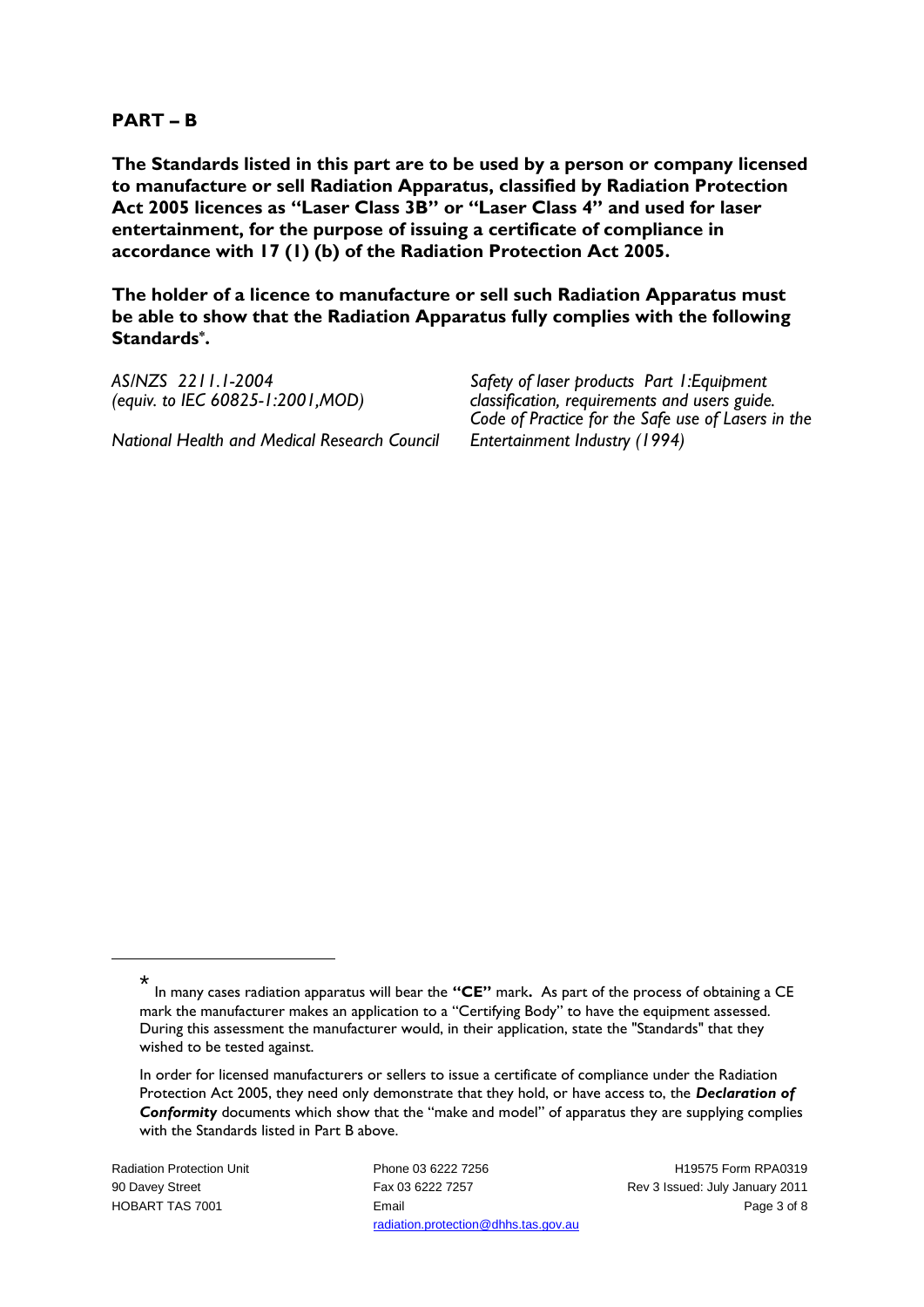## PART – B

**The Standards listed in this part are to be used by a person or company licensed to manufacture or sell Radiation Apparatus, classified by Radiation Protection Act 2005 licences as "Laser Class 3B" or "Laser Class 4" and used for laser entertainment, for the purpose of issuing a certificate of compliance in accordance with 17 (1) (b) of the Radiation Protection Act 2005.**

**The holder of a licence to manufacture or sell such Radiation Apparatus must be able to show that the Radiation Apparatus fully complies with the following Standards*.**

| | |
|---|---|
| *AS/NZS 2211.1-2004 (equiv. to IEC 60825-1:2001,MOD)* | *Safety of laser products Part 1:Equipment classification, requirements and users guide.* |
| *National Health and Medical Research Council* | *Code of Practice for the Safe use of Lasers in the Entertainment Industry (1994)* |

---

* In many cases radiation apparatus will bear the **"CE"** mark**.** As part of the process of obtaining a CE mark the manufacturer makes an application to a "Certifying Body" to have the equipment assessed. During this assessment the manufacturer would, in their application, state the "Standards" that they wished to be tested against.

In order for licensed manufacturers or sellers to issue a certificate of compliance under the Radiation Protection Act 2005, they need only demonstrate that they hold, or have access to, the ***Declaration of Conformity*** documents which show that the "make and model" of apparatus they are supplying complies with the Standards listed in Part B above.

Radiation Protection Unit
90 Davey Street
HOBART TAS 7001

Phone 03 6222 7256
Fax 03 6222 7257
Email radiation.protection@dhhs.tas.gov.au

H19575 Form RPA0319
Rev 3 Issued: July January 2011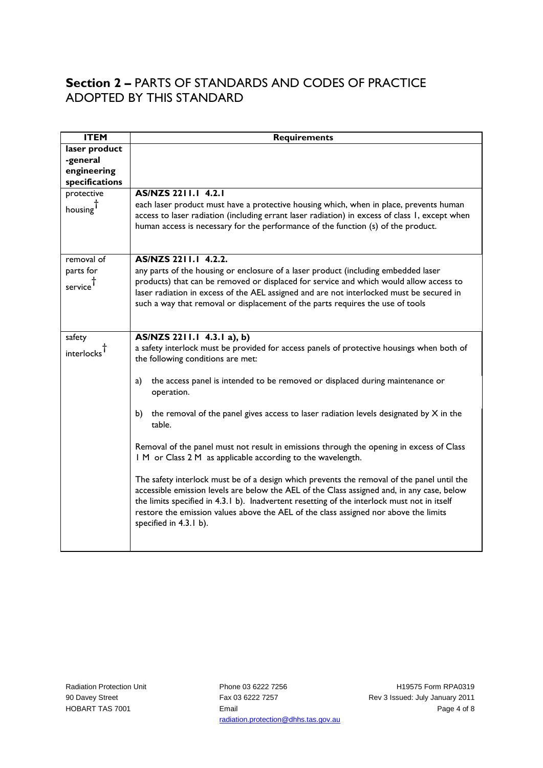## Section 2 – PARTS OF STANDARDS AND CODES OF PRACTICE ADOPTED BY THIS STANDARD

| ITEM | Requirements |
|---|---|
| **laser product -general engineering specifications** | |
| protective housing† | **AS/NZS 2211.1 4.2.1**<br>each laser product must have a protective housing which, when in place, prevents human access to laser radiation (including errant laser radiation) in excess of class 1, except when human access is necessary for the performance of the function (s) of the product. |
| removal of parts for service† | **AS/NZS 2211.1 4.2.2.**<br>any parts of the housing or enclosure of a laser product (including embedded laser products) that can be removed or displaced for service and which would allow access to laser radiation in excess of the AEL assigned and are not interlocked must be secured in such a way that removal or displacement of the parts requires the use of tools |
| safety interlocks† | **AS/NZS 2211.1 4.3.1 a), b)**<br>a safety interlock must be provided for access panels of protective housings when both of the following conditions are met:<br><br>a) the access panel is intended to be removed or displaced during maintenance or operation.<br><br>b) the removal of the panel gives access to laser radiation levels designated by X in the table.<br><br>Removal of the panel must not result in emissions through the opening in excess of Class 1 M or Class 2 M as applicable according to the wavelength.<br><br>The safety interlock must be of a design which prevents the removal of the panel until the accessible emission levels are below the AEL of the Class assigned and, in any case, below the limits specified in 4.3.1 b). Inadvertent resetting of the interlock must not in itself restore the emission values above the AEL of the class assigned nor above the limits specified in 4.3.1 b). |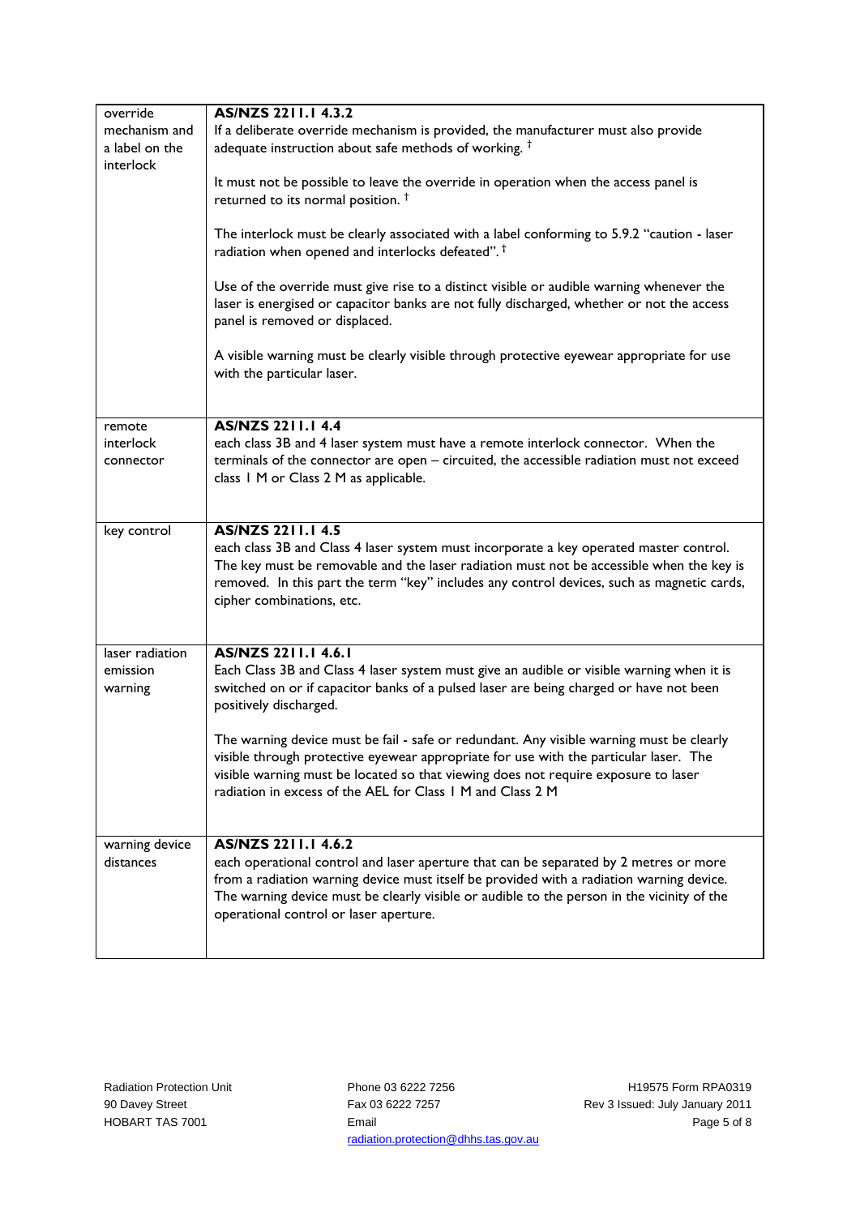| | |
|---|---|
| override mechanism and a label on the interlock | **AS/NZS 2211.1 4.3.2**<br>If a deliberate override mechanism is provided, the manufacturer must also provide adequate instruction about safe methods of working. †<br><br>It must not be possible to leave the override in operation when the access panel is returned to its normal position. †<br><br>The interlock must be clearly associated with a label conforming to 5.9.2 "caution - laser radiation when opened and interlocks defeated". †<br><br>Use of the override must give rise to a distinct visible or audible warning whenever the laser is energised or capacitor banks are not fully discharged, whether or not the access panel is removed or displaced.<br><br>A visible warning must be clearly visible through protective eyewear appropriate for use with the particular laser. |
| remote interlock connector | **AS/NZS 2211.1 4.4**<br>each class 3B and 4 laser system must have a remote interlock connector. When the terminals of the connector are open – circuited, the accessible radiation must not exceed class 1 M or Class 2 M as applicable. |
| key control | **AS/NZS 2211.1 4.5**<br>each class 3B and Class 4 laser system must incorporate a key operated master control. The key must be removable and the laser radiation must not be accessible when the key is removed. In this part the term "key" includes any control devices, such as magnetic cards, cipher combinations, etc. |
| laser radiation emission warning | **AS/NZS 2211.1 4.6.1**<br>Each Class 3B and Class 4 laser system must give an audible or visible warning when it is switched on or if capacitor banks of a pulsed laser are being charged or have not been positively discharged.<br><br>The warning device must be fail - safe or redundant. Any visible warning must be clearly visible through protective eyewear appropriate for use with the particular laser. The visible warning must be located so that viewing does not require exposure to laser radiation in excess of the AEL for Class 1 M and Class 2 M |
| warning device distances | **AS/NZS 2211.1 4.6.2**<br>each operational control and laser aperture that can be separated by 2 metres or more from a radiation warning device must itself be provided with a radiation warning device. The warning device must be clearly visible or audible to the person in the vicinity of the operational control or laser aperture. |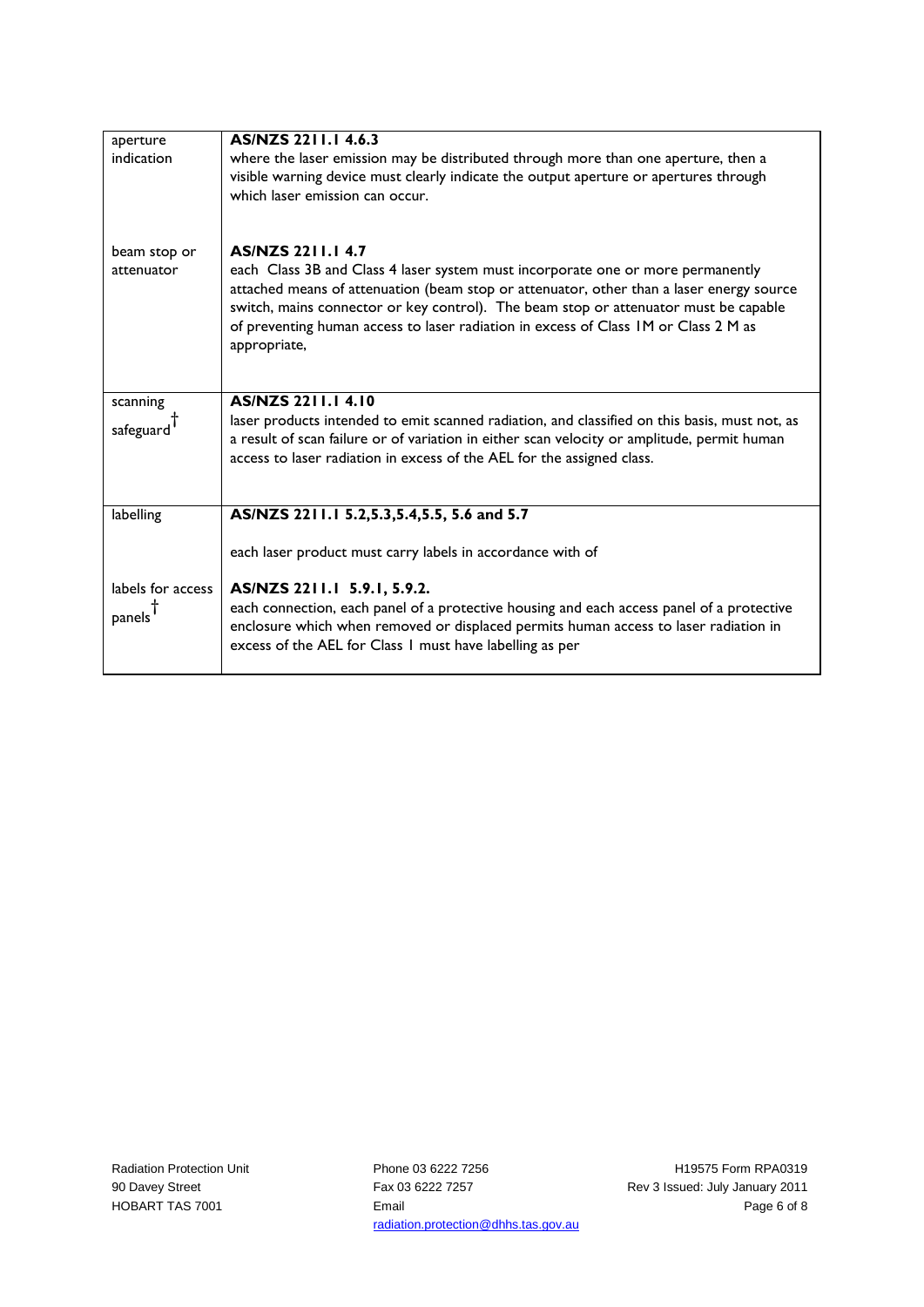| | |
|---|---|
| aperture indication | **AS/NZS 2211.1 4.6.3**<br>where the laser emission may be distributed through more than one aperture, then a visible warning device must clearly indicate the output aperture or apertures through which laser emission can occur. |
| beam stop or attenuator | **AS/NZS 2211.1 4.7**<br>each Class 3B and Class 4 laser system must incorporate one or more permanently attached means of attenuation (beam stop or attenuator, other than a laser energy source switch, mains connector or key control). The beam stop or attenuator must be capable of preventing human access to laser radiation in excess of Class 1M or Class 2 M as appropriate, |
| scanning safeguard† | **AS/NZS 2211.1 4.10**<br>laser products intended to emit scanned radiation, and classified on this basis, must not, as a result of scan failure or of variation in either scan velocity or amplitude, permit human access to laser radiation in excess of the AEL for the assigned class. |
| labelling | **AS/NZS 2211.1 5.2,5.3,5.4,5.5, 5.6 and 5.7**<br>each laser product must carry labels in accordance with of |
| labels for access panels† | **AS/NZS 2211.1 5.9.1, 5.9.2.**<br>each connection, each panel of a protective housing and each access panel of a protective enclosure which when removed or displaced permits human access to laser radiation in excess of the AEL for Class 1 must have labelling as per |

Radiation Protection Unit
90 Davey Street
HOBART TAS 7001

Phone 03 6222 7256
Fax 03 6222 7257
Email
radiation.protection@dhhs.tas.gov.au

H19575 Form RPA0319
Rev 3 Issued: July January 2011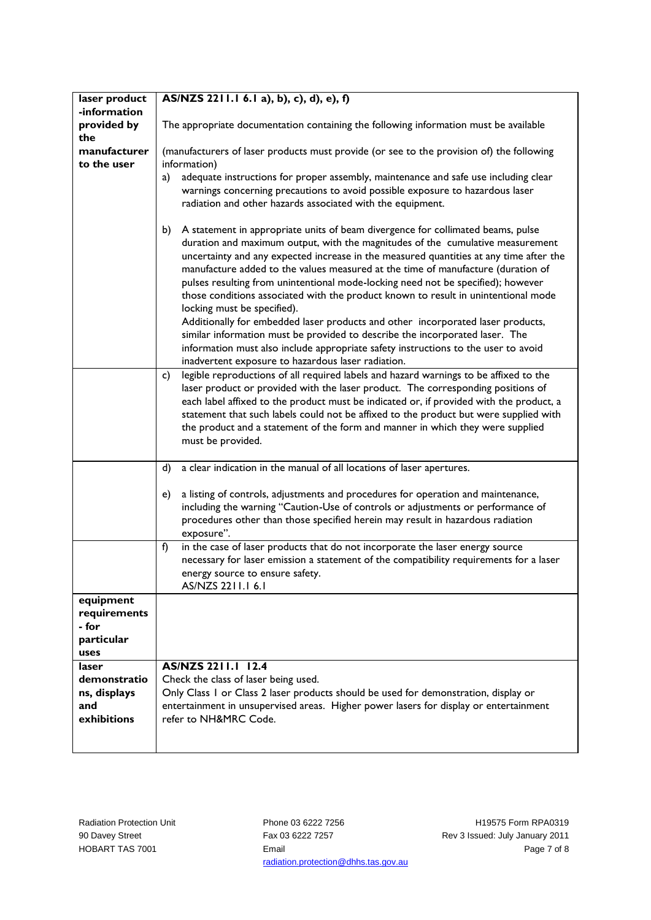| | |
|---|---|
| **laser product -information provided by the manufacturer to the user** | **AS/NZS 2211.1 6.1 a), b), c), d), e), f)**<br><br>The appropriate documentation containing the following information must be available<br><br>(manufacturers of laser products must provide (or see to the provision of) the following information)<br>a) adequate instructions for proper assembly, maintenance and safe use including clear warnings concerning precautions to avoid possible exposure to hazardous laser radiation and other hazards associated with the equipment.<br><br>b) A statement in appropriate units of beam divergence for collimated beams, pulse duration and maximum output, with the magnitudes of the cumulative measurement uncertainty and any expected increase in the measured quantities at any time after the manufacture added to the values measured at the time of manufacture (duration of pulses resulting from unintentional mode-locking need not be specified); however those conditions associated with the product known to result in unintentional mode locking must be specified).<br>Additionally for embedded laser products and other incorporated laser products, similar information must be provided to describe the incorporated laser. The information must also include appropriate safety instructions to the user to avoid inadvertent exposure to hazardous laser radiation. |
| | c) legible reproductions of all required labels and hazard warnings to be affixed to the laser product or provided with the laser product. The corresponding positions of each label affixed to the product must be indicated or, if provided with the product, a statement that such labels could not be affixed to the product but were supplied with the product and a statement of the form and manner in which they were supplied must be provided. |
| | d) a clear indication in the manual of all locations of laser apertures.<br><br>e) a listing of controls, adjustments and procedures for operation and maintenance, including the warning "Caution-Use of controls or adjustments or performance of procedures other than those specified herein may result in hazardous radiation exposure". |
| | f) in the case of laser products that do not incorporate the laser energy source necessary for laser emission a statement of the compatibility requirements for a laser energy source to ensure safety.<br>AS/NZS 2211.1 6.1 |
| **equipment requirements - for particular uses** | |
| **laser demonstrations, displays and exhibitions** | **AS/NZS 2211.1 12.4**<br>Check the class of laser being used.<br>Only Class 1 or Class 2 laser products should be used for demonstration, display or entertainment in unsupervised areas. Higher power lasers for display or entertainment refer to NH&MRC Code. |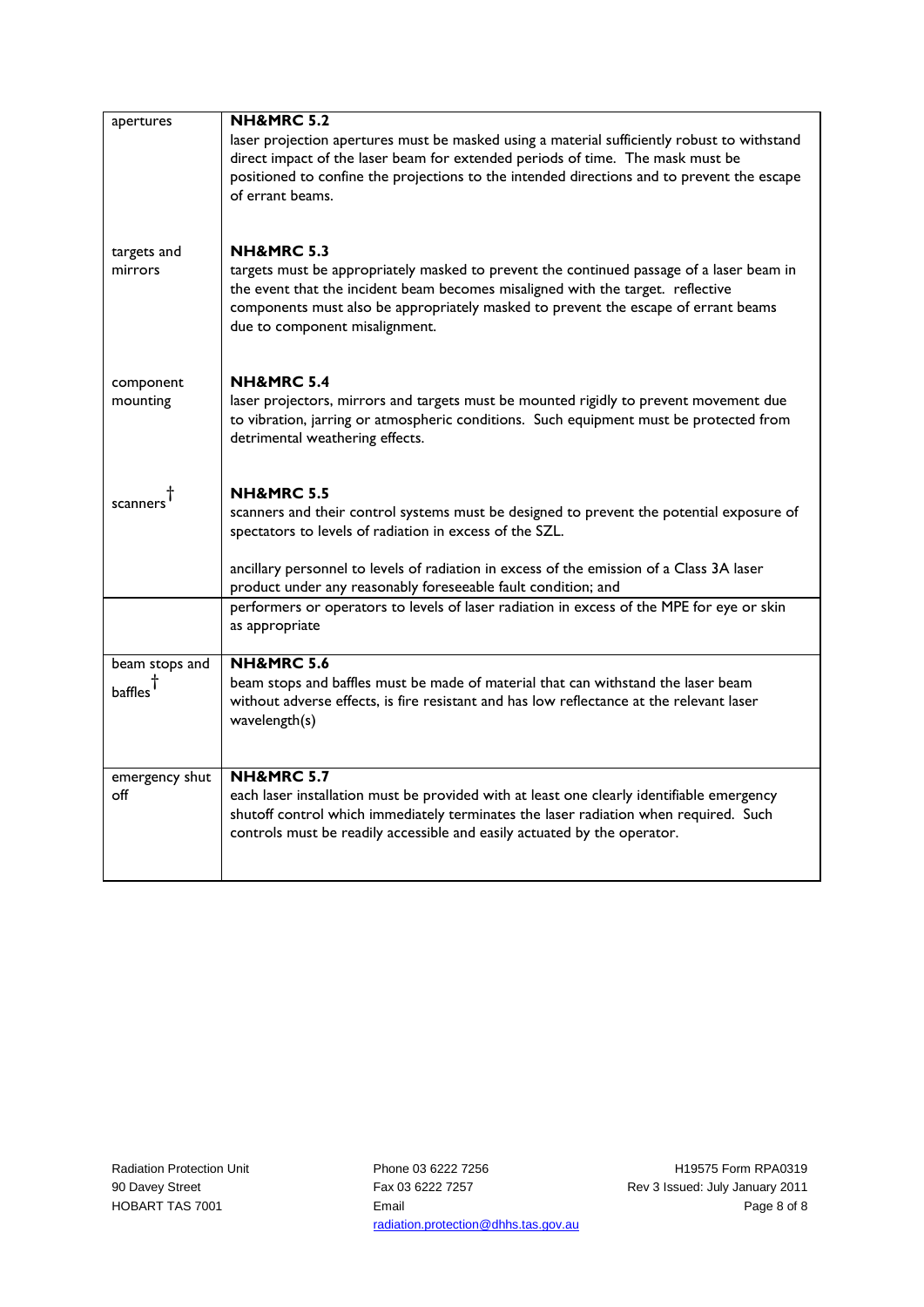| | |
|---|---|
| apertures | **NH&MRC 5.2**<br>laser projection apertures must be masked using a material sufficiently robust to withstand direct impact of the laser beam for extended periods of time. The mask must be positioned to confine the projections to the intended directions and to prevent the escape of errant beams. |
| targets and mirrors | **NH&MRC 5.3**<br>targets must be appropriately masked to prevent the continued passage of a laser beam in the event that the incident beam becomes misaligned with the target. reflective components must also be appropriately masked to prevent the escape of errant beams due to component misalignment. |
| component mounting | **NH&MRC 5.4**<br>laser projectors, mirrors and targets must be mounted rigidly to prevent movement due to vibration, jarring or atmospheric conditions. Such equipment must be protected from detrimental weathering effects. |
| scanners† | **NH&MRC 5.5**<br>scanners and their control systems must be designed to prevent the potential exposure of spectators to levels of radiation in excess of the SZL.<br><br>ancillary personnel to levels of radiation in excess of the emission of a Class 3A laser product under any reasonably foreseeable fault condition; and |
| | performers or operators to levels of laser radiation in excess of the MPE for eye or skin as appropriate |
| beam stops and baffles† | **NH&MRC 5.6**<br>beam stops and baffles must be made of material that can withstand the laser beam without adverse effects, is fire resistant and has low reflectance at the relevant laser wavelength(s) |
| emergency shut off | **NH&MRC 5.7**<br>each laser installation must be provided with at least one clearly identifiable emergency shutoff control which immediately terminates the laser radiation when required. Such controls must be readily accessible and easily actuated by the operator. |

Radiation Protection Unit
90 Davey Street
HOBART TAS 7001

Phone 03 6222 7256
Fax 03 6222 7257
Email
radiation.protection@dhhs.tas.gov.au

H19575 Form RPA0319
Rev 3 Issued: July January 2011